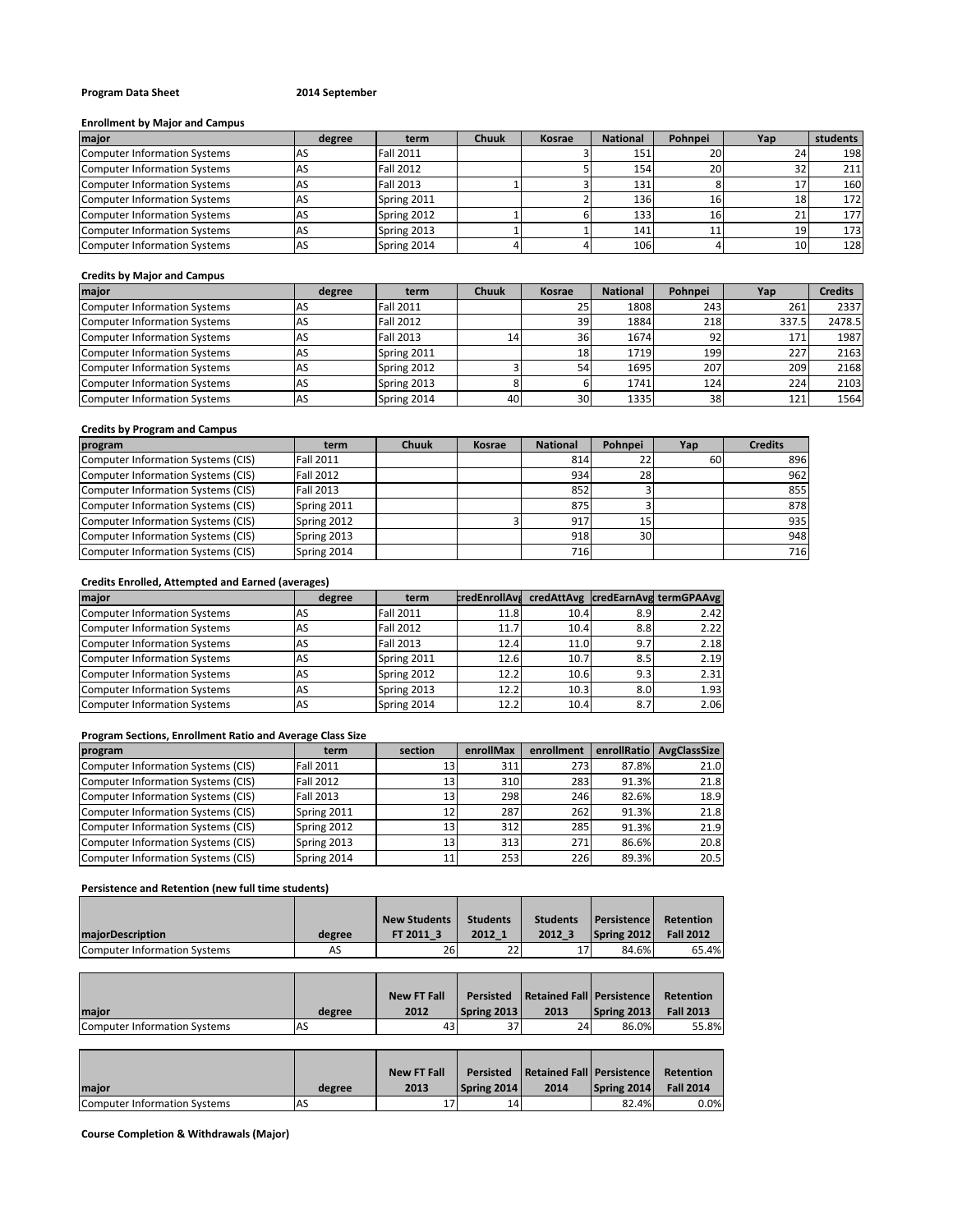**Program Data Sheet** **2014 September**

**Enrollment by Major and Campus**

| major | degree | term | Chuuk | Kosrae | National | Pohnpei | Yap | students |
|---|---|---|---|---|---|---|---|---|
| Computer Information Systems | AS | Fall 2011 | | 3 | 151 | 20 | 24 | 198 |
| Computer Information Systems | AS | Fall 2012 | | 5 | 154 | 20 | 32 | 211 |
| Computer Information Systems | AS | Fall 2013 | 1 | 3 | 131 | 8 | 17 | 160 |
| Computer Information Systems | AS | Spring 2011 | | 2 | 136 | 16 | 18 | 172 |
| Computer Information Systems | AS | Spring 2012 | 1 | 6 | 133 | 16 | 21 | 177 |
| Computer Information Systems | AS | Spring 2013 | 1 | 1 | 141 | 11 | 19 | 173 |
| Computer Information Systems | AS | Spring 2014 | 4 | 4 | 106 | 4 | 10 | 128 |

**Credits by Major and Campus**

| major | degree | term | Chuuk | Kosrae | National | Pohnpei | Yap | Credits |
|---|---|---|---|---|---|---|---|---|
| Computer Information Systems | AS | Fall 2011 | | 25 | 1808 | 243 | 261 | 2337 |
| Computer Information Systems | AS | Fall 2012 | | 39 | 1884 | 218 | 337.5 | 2478.5 |
| Computer Information Systems | AS | Fall 2013 | 14 | 36 | 1674 | 92 | 171 | 1987 |
| Computer Information Systems | AS | Spring 2011 | | 18 | 1719 | 199 | 227 | 2163 |
| Computer Information Systems | AS | Spring 2012 | 3 | 54 | 1695 | 207 | 209 | 2168 |
| Computer Information Systems | AS | Spring 2013 | 8 | 6 | 1741 | 124 | 224 | 2103 |
| Computer Information Systems | AS | Spring 2014 | 40 | 30 | 1335 | 38 | 121 | 1564 |

**Credits by Program and Campus**

| program | term | Chuuk | Kosrae | National | Pohnpei | Yap | Credits |
|---|---|---|---|---|---|---|---|
| Computer Information Systems (CIS) | Fall 2011 | | | 814 | 22 | 60 | 896 |
| Computer Information Systems (CIS) | Fall 2012 | | | 934 | 28 | | 962 |
| Computer Information Systems (CIS) | Fall 2013 | | | 852 | 3 | | 855 |
| Computer Information Systems (CIS) | Spring 2011 | | | 875 | 3 | | 878 |
| Computer Information Systems (CIS) | Spring 2012 | | 3 | 917 | 15 | | 935 |
| Computer Information Systems (CIS) | Spring 2013 | | | 918 | 30 | | 948 |
| Computer Information Systems (CIS) | Spring 2014 | | | 716 | | | 716 |

**Credits Enrolled, Attempted and Earned (averages)**

| major | degree | term | credEnrollAvg | credAttAvg | credEarnAvg | termGPAAvg |
|---|---|---|---|---|---|---|
| Computer Information Systems | AS | Fall 2011 | 11.8 | 10.4 | 8.9 | 2.42 |
| Computer Information Systems | AS | Fall 2012 | 11.7 | 10.4 | 8.8 | 2.22 |
| Computer Information Systems | AS | Fall 2013 | 12.4 | 11.0 | 9.7 | 2.18 |
| Computer Information Systems | AS | Spring 2011 | 12.6 | 10.7 | 8.5 | 2.19 |
| Computer Information Systems | AS | Spring 2012 | 12.2 | 10.6 | 9.3 | 2.31 |
| Computer Information Systems | AS | Spring 2013 | 12.2 | 10.3 | 8.0 | 1.93 |
| Computer Information Systems | AS | Spring 2014 | 12.2 | 10.4 | 8.7 | 2.06 |

**Program Sections, Enrollment Ratio and Average Class Size**

| program | term | section | enrollMax | enrollment | enrollRatio | AvgClassSize |
|---|---|---|---|---|---|---|
| Computer Information Systems (CIS) | Fall 2011 | 13 | 311 | 273 | 87.8% | 21.0 |
| Computer Information Systems (CIS) | Fall 2012 | 13 | 310 | 283 | 91.3% | 21.8 |
| Computer Information Systems (CIS) | Fall 2013 | 13 | 298 | 246 | 82.6% | 18.9 |
| Computer Information Systems (CIS) | Spring 2011 | 12 | 287 | 262 | 91.3% | 21.8 |
| Computer Information Systems (CIS) | Spring 2012 | 13 | 312 | 285 | 91.3% | 21.9 |
| Computer Information Systems (CIS) | Spring 2013 | 13 | 313 | 271 | 86.6% | 20.8 |
| Computer Information Systems (CIS) | Spring 2014 | 11 | 253 | 226 | 89.3% | 20.5 |

**Persistence and Retention (new full time students)**

| majorDescription | degree | New Students FT 2011_3 | Students 2012_1 | Students 2012_3 | Persistence Spring 2012 | Retention Fall 2012 |
|---|---|---|---|---|---|---|
| Computer Information Systems | AS | 26 | 22 | 17 | 84.6% | 65.4% |

| major | degree | New FT Fall 2012 | Persisted Spring 2013 | Retained Fall 2013 | Persistence Spring 2013 | Retention Fall 2013 |
|---|---|---|---|---|---|---|
| Computer Information Systems | AS | 43 | 37 | 24 | 86.0% | 55.8% |

| major | degree | New FT Fall 2013 | Persisted Spring 2014 | Retained Fall 2014 | Persistence Spring 2014 | Retention Fall 2014 |
|---|---|---|---|---|---|---|
| Computer Information Systems | AS | 17 | 14 | | 82.4% | 0.0% |

**Course Completion & Withdrawals (Major)**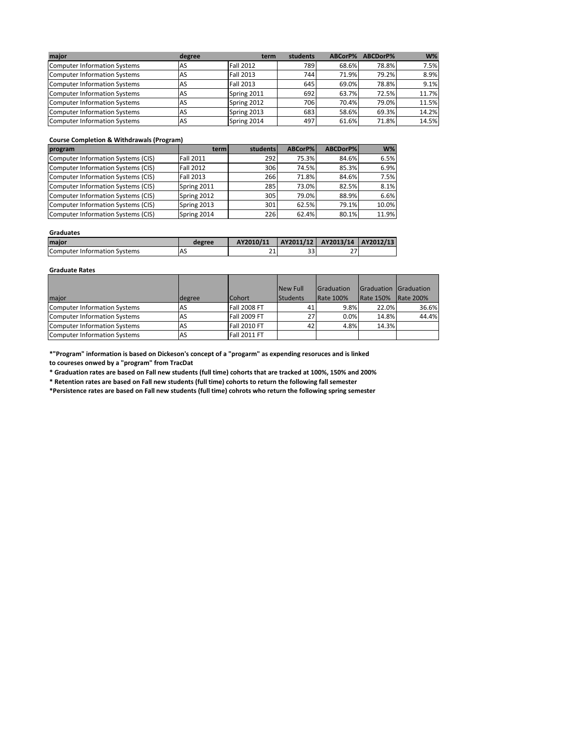| major | degree | term | students | ABCorP% | ABCDorP% | W% |
|---|---|---|---|---|---|---|
| Computer Information Systems | AS | Fall 2012 | 789 | 68.6% | 78.8% | 7.5% |
| Computer Information Systems | AS | Fall 2013 | 744 | 71.9% | 79.2% | 8.9% |
| Computer Information Systems | AS | Fall 2013 | 645 | 69.0% | 78.8% | 9.1% |
| Computer Information Systems | AS | Spring 2011 | 692 | 63.7% | 72.5% | 11.7% |
| Computer Information Systems | AS | Spring 2012 | 706 | 70.4% | 79.0% | 11.5% |
| Computer Information Systems | AS | Spring 2013 | 683 | 58.6% | 69.3% | 14.2% |
| Computer Information Systems | AS | Spring 2014 | 497 | 61.6% | 71.8% | 14.5% |

**Course Completion & Withdrawals (Program)**

| program | term | students | ABCorP% | ABCDorP% | W% |
|---|---|---|---|---|---|
| Computer Information Systems (CIS) | Fall 2011 | 292 | 75.3% | 84.6% | 6.5% |
| Computer Information Systems (CIS) | Fall 2012 | 306 | 74.5% | 85.3% | 6.9% |
| Computer Information Systems (CIS) | Fall 2013 | 266 | 71.8% | 84.6% | 7.5% |
| Computer Information Systems (CIS) | Spring 2011 | 285 | 73.0% | 82.5% | 8.1% |
| Computer Information Systems (CIS) | Spring 2012 | 305 | 79.0% | 88.9% | 6.6% |
| Computer Information Systems (CIS) | Spring 2013 | 301 | 62.5% | 79.1% | 10.0% |
| Computer Information Systems (CIS) | Spring 2014 | 226 | 62.4% | 80.1% | 11.9% |

**Graduates**

| major | degree | AY2010/11 | AY2011/12 | AY2013/14 | AY2012/13 |
|---|---|---|---|---|---|
| Computer Information Systems | AS | 21 | 33 | 27 | |

**Graduate Rates**

| major | degree | Cohort | New Full Students | Graduation Rate 100% | Graduation Rate 150% | Graduation Rate 200% |
|---|---|---|---|---|---|---|
| Computer Information Systems | AS | Fall 2008 FT | 41 | 9.8% | 22.0% | 36.6% |
| Computer Information Systems | AS | Fall 2009 FT | 27 | 0.0% | 14.8% | 44.4% |
| Computer Information Systems | AS | Fall 2010 FT | 42 | 4.8% | 14.3% | |
| Computer Information Systems | AS | Fall 2011 FT | | | | |

**\*"Program" information is based on Dickeson's concept of a "progarm" as expending resoruces and is linked to coureses onwed by a "program" from TracDat**

**\* Graduation rates are based on Fall new students (full time) cohorts that are tracked at 100%, 150% and 200%**

**\* Retention rates are based on Fall new students (full time) cohorts to return the following fall semester**

**\*Persistence rates are based on Fall new students (full time) cohrots who return the following spring semester**